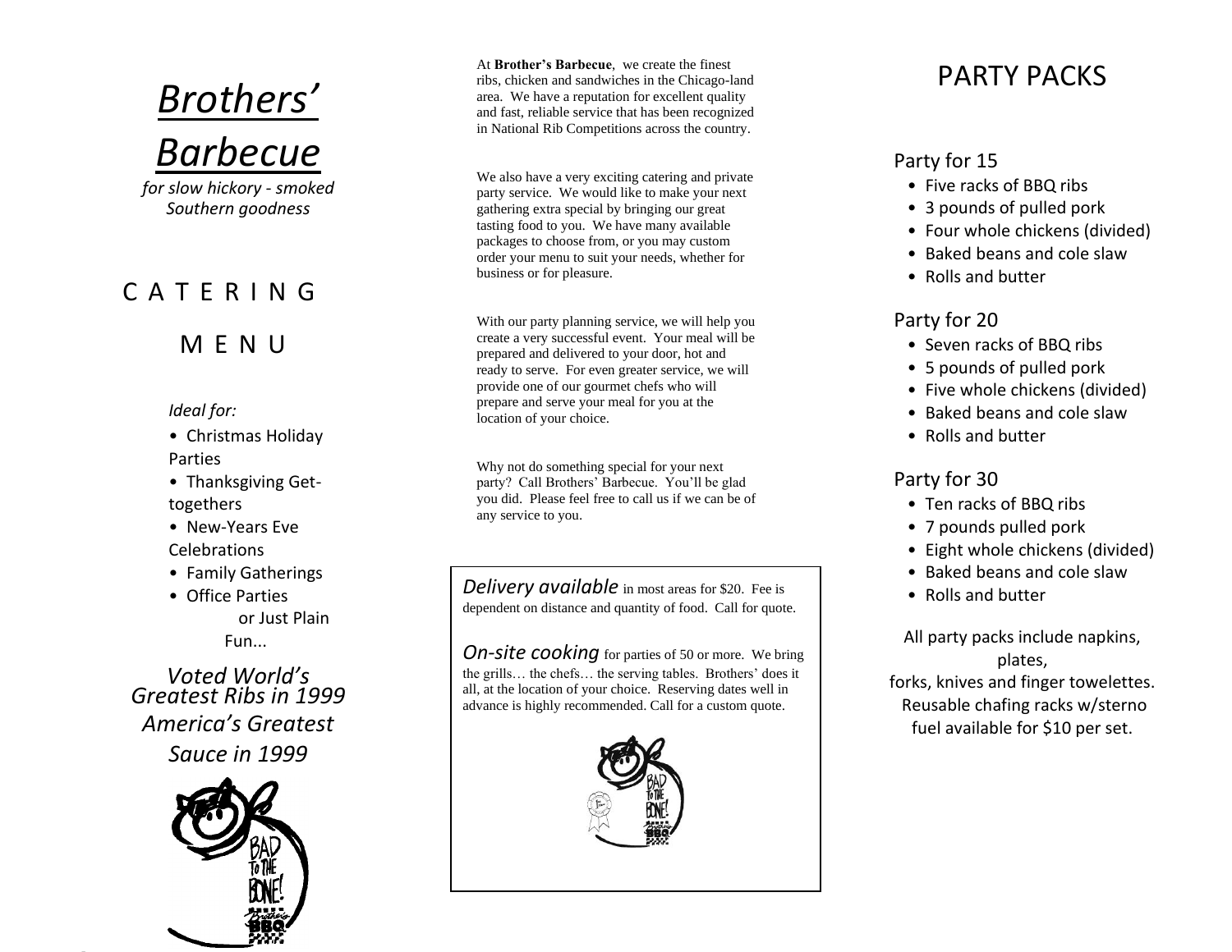# *Brothers' Barbecue*

*for slow hickory - smoked Southern goodness*

## C A T E R I N G

## M E N U

*Ideal for:*

- Christmas Holiday Parties
- Thanksgiving Get-togethers
- New-Years Eve Celebrations
- Family Gatherings
- Office Parties

or Just Plain Fun...

*Voted World's Greatest Ribs in 1999*

*America's Greatest Sauce in 1999*

At **Brother's Barbecue**, we create the finest ribs, chicken and sandwiches in the Chicago-land area. We have a reputation for excellent quality and fast, reliable service that has been recognized in National Rib Competitions across the country.

We also have a very exciting catering and private party service. We would like to make your next gathering extra special by bringing our great tasting food to you. We have many available packages to choose from, or you may custom order your menu to suit your needs, whether for business or for pleasure.

With our party planning service, we will help you create a very successful event. Your meal will be prepared and delivered to your door, hot and ready to serve. For even greater service, we will provide one of our gourmet chefs who will prepare and serve your meal for you at the location of your choice.

Why not do something special for your next party? Call Brothers' Barbecue. You'll be glad you did. Please feel free to call us if we can be of any service to you.

*Delivery available* in most areas for $20. Fee is dependent on distance and quantity of food. Call for quote.

*On-site cooking* for parties of 50 or more. We bring the grills… the chefs… the serving tables. Brothers' does it all, at the location of your choice. Reserving dates well in advance is highly recommended. Call for a custom quote.

## PARTY PACKS

### Party for 15

- Five racks of BBQ ribs
- 3 pounds of pulled pork
- Four whole chickens (divided)
- Baked beans and cole slaw
- Rolls and butter

### Party for 20

- Seven racks of BBQ ribs
- 5 pounds of pulled pork
- Five whole chickens (divided)
- Baked beans and cole slaw
- Rolls and butter

### Party for 30

- Ten racks of BBQ ribs
- 7 pounds pulled pork
- Eight whole chickens (divided)
- Baked beans and cole slaw
- Rolls and butter

All party packs include napkins, plates, forks, knives and finger towelettes. Reusable chafing racks w/sterno fuel available for $10 per set.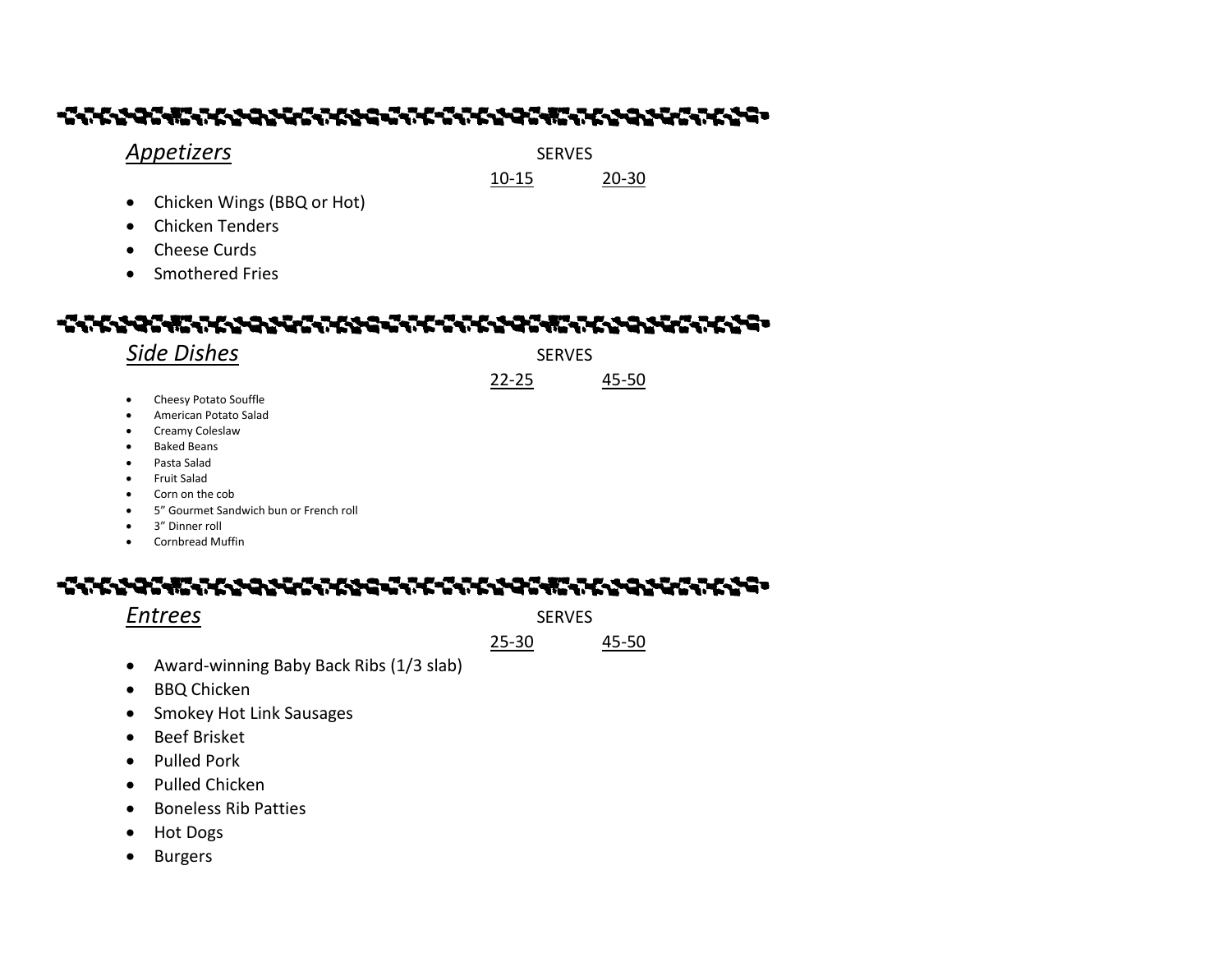## *Appetizers*

| | SERVES | |
|---|---|---|
| | 10-15 | 20-30 |
| Chicken Wings (BBQ or Hot) | | |
| Chicken Tenders | | |
| Cheese Curds | | |
| Smothered Fries | | |

## *Side Dishes*

| | SERVES | |
|---|---|---|
| | 22-25 | 45-50 |
| Cheesy Potato Souffle | | |
| American Potato Salad | | |
| Creamy Coleslaw | | |
| Baked Beans | | |
| Pasta Salad | | |
| Fruit Salad | | |
| Corn on the cob | | |
| 5” Gourmet Sandwich bun or French roll | | |
| 3” Dinner roll | | |
| Cornbread Muffin | | |

## *Entrees*

| | SERVES | |
|---|---|---|
| | 25-30 | 45-50 |
| Award-winning Baby Back Ribs (1/3 slab) | | |
| BBQ Chicken | | |
| Smokey Hot Link Sausages | | |
| Beef Brisket | | |
| Pulled Pork | | |
| Pulled Chicken | | |
| Boneless Rib Patties | | |
| Hot Dogs | | |
| Burgers | | |